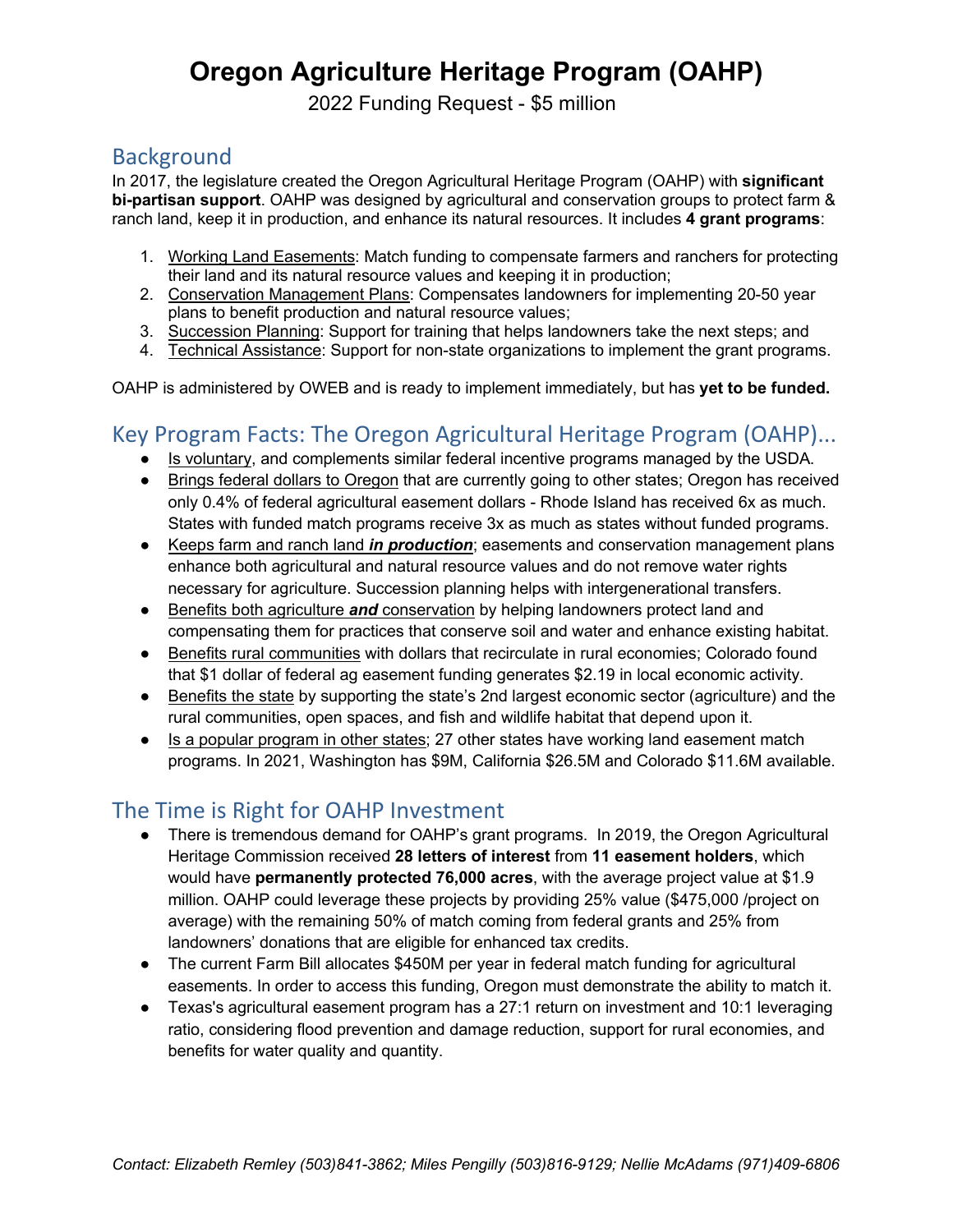# Oregon Agriculture Heritage Program (OAHP)

2022 Funding Request - $5 million

## Background

In 2017, the legislature created the Oregon Agricultural Heritage Program (OAHP) with **significant bi-partisan support**. OAHP was designed by agricultural and conservation groups to protect farm & ranch land, keep it in production, and enhance its natural resources. It includes **4 grant programs**:

1. Working Land Easements: Match funding to compensate farmers and ranchers for protecting their land and its natural resource values and keeping it in production;
2. Conservation Management Plans: Compensates landowners for implementing 20-50 year plans to benefit production and natural resource values;
3. Succession Planning: Support for training that helps landowners take the next steps; and
4. Technical Assistance: Support for non-state organizations to implement the grant programs.

OAHP is administered by OWEB and is ready to implement immediately, but has **yet to be funded.**

## Key Program Facts: The Oregon Agricultural Heritage Program (OAHP)...

- Is voluntary, and complements similar federal incentive programs managed by the USDA.
- Brings federal dollars to Oregon that are currently going to other states; Oregon has received only 0.4% of federal agricultural easement dollars - Rhode Island has received 6x as much. States with funded match programs receive 3x as much as states without funded programs.
- Keeps farm and ranch land ***in production***; easements and conservation management plans enhance both agricultural and natural resource values and do not remove water rights necessary for agriculture. Succession planning helps with intergenerational transfers.
- Benefits both agriculture ***and*** conservation by helping landowners protect land and compensating them for practices that conserve soil and water and enhance existing habitat.
- Benefits rural communities with dollars that recirculate in rural economies; Colorado found that $1 dollar of federal ag easement funding generates $2.19 in local economic activity.
- Benefits the state by supporting the state's 2nd largest economic sector (agriculture) and the rural communities, open spaces, and fish and wildlife habitat that depend upon it.
- Is a popular program in other states; 27 other states have working land easement match programs. In 2021, Washington has $9M, California $26.5M and Colorado $11.6M available.

## The Time is Right for OAHP Investment

- There is tremendous demand for OAHP's grant programs. In 2019, the Oregon Agricultural Heritage Commission received **28 letters of interest** from **11 easement holders**, which would have **permanently protected 76,000 acres**, with the average project value at $1.9 million. OAHP could leverage these projects by providing 25% value ($475,000 /project on average) with the remaining 50% of match coming from federal grants and 25% from landowners' donations that are eligible for enhanced tax credits.
- The current Farm Bill allocates $450M per year in federal match funding for agricultural easements. In order to access this funding, Oregon must demonstrate the ability to match it.
- Texas's agricultural easement program has a 27:1 return on investment and 10:1 leveraging ratio, considering flood prevention and damage reduction, support for rural economies, and benefits for water quality and quantity.

*Contact: Elizabeth Remley (503)841-3862; Miles Pengilly (503)816-9129; Nellie McAdams (971)409-6806*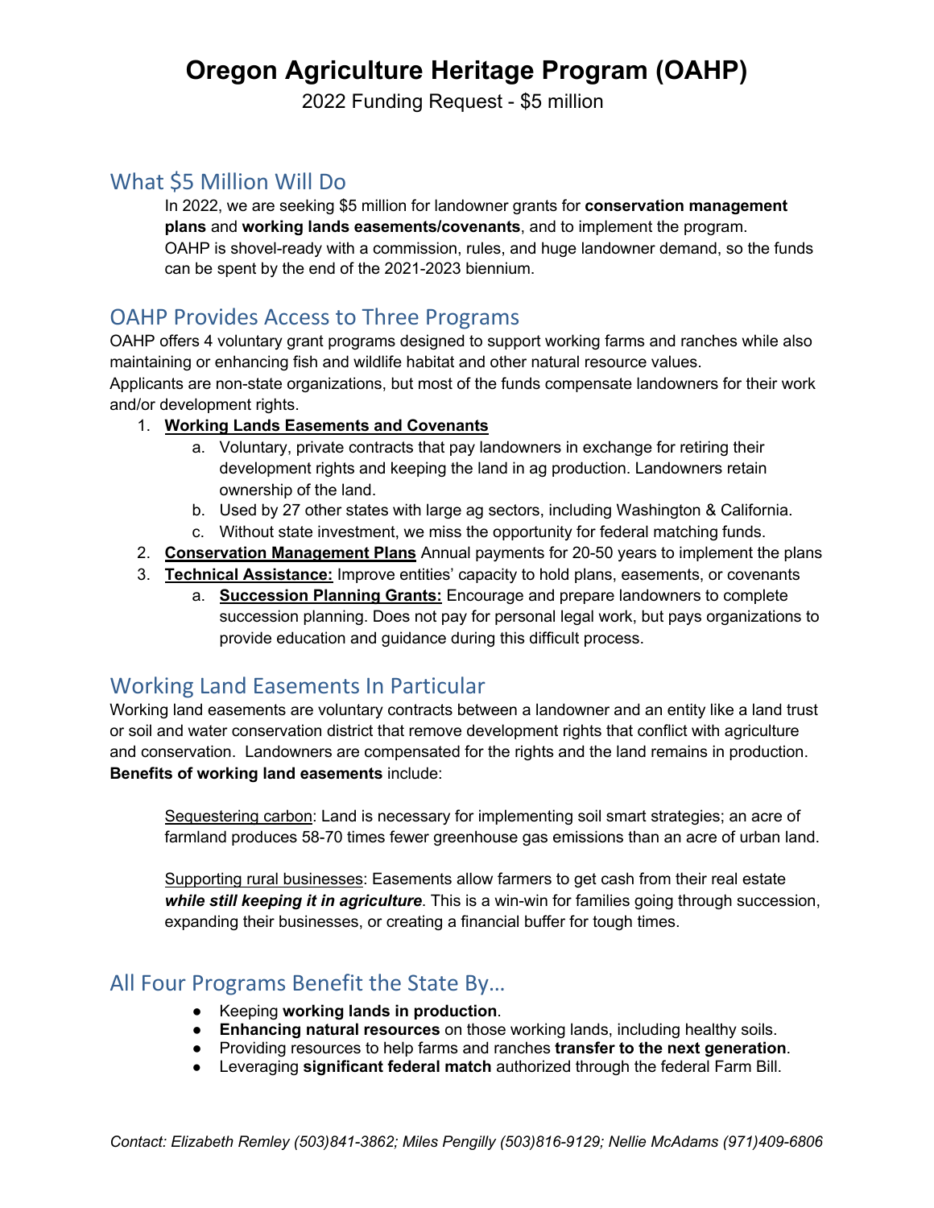# Oregon Agriculture Heritage Program (OAHP)

2022 Funding Request - $5 million

## What $5 Million Will Do

In 2022, we are seeking $5 million for landowner grants for **conservation management plans** and **working lands easements/covenants**, and to implement the program. OAHP is shovel-ready with a commission, rules, and huge landowner demand, so the funds can be spent by the end of the 2021-2023 biennium.

## OAHP Provides Access to Three Programs

OAHP offers 4 voluntary grant programs designed to support working farms and ranches while also maintaining or enhancing fish and wildlife habitat and other natural resource values.
Applicants are non-state organizations, but most of the funds compensate landowners for their work and/or development rights.

1. **Working Lands Easements and Covenants**
   a. Voluntary, private contracts that pay landowners in exchange for retiring their development rights and keeping the land in ag production. Landowners retain ownership of the land.
   b. Used by 27 other states with large ag sectors, including Washington & California.
   c. Without state investment, we miss the opportunity for federal matching funds.
2. **Conservation Management Plans** Annual payments for 20-50 years to implement the plans
3. **Technical Assistance:** Improve entities' capacity to hold plans, easements, or covenants
   a. **Succession Planning Grants:** Encourage and prepare landowners to complete succession planning. Does not pay for personal legal work, but pays organizations to provide education and guidance during this difficult process.

## Working Land Easements In Particular

Working land easements are voluntary contracts between a landowner and an entity like a land trust or soil and water conservation district that remove development rights that conflict with agriculture and conservation. Landowners are compensated for the rights and the land remains in production. **Benefits of working land easements** include:

Sequestering carbon: Land is necessary for implementing soil smart strategies; an acre of farmland produces 58-70 times fewer greenhouse gas emissions than an acre of urban land.

Supporting rural businesses: Easements allow farmers to get cash from their real estate ***while still keeping it in agriculture***. This is a win-win for families going through succession, expanding their businesses, or creating a financial buffer for tough times.

## All Four Programs Benefit the State By…

- Keeping **working lands in production**.
- **Enhancing natural resources** on those working lands, including healthy soils.
- Providing resources to help farms and ranches **transfer to the next generation**.
- Leveraging **significant federal match** authorized through the federal Farm Bill.

*Contact: Elizabeth Remley (503)841-3862; Miles Pengilly (503)816-9129; Nellie McAdams (971)409-6806*